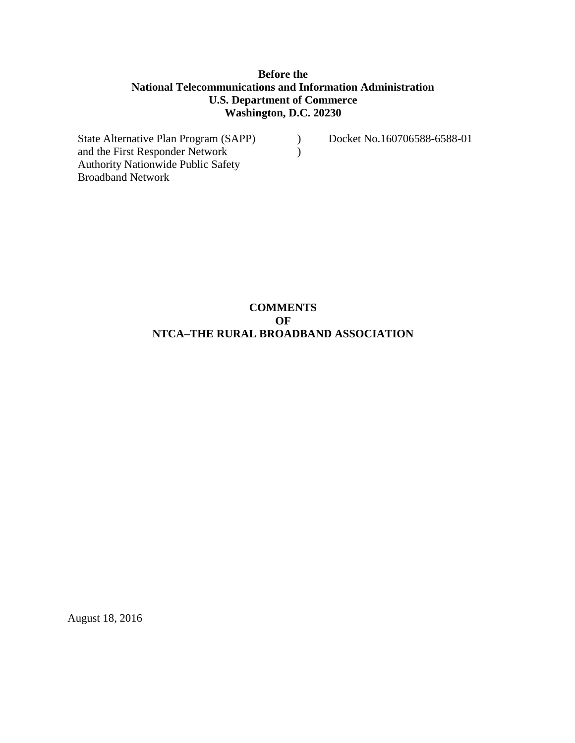**Before the**
**National Telecommunications and Information Administration**
**U.S. Department of Commerce**
**Washington, D.C. 20230**

| | | |
|---|---|---|
| State Alternative Plan Program (SAPP) and the First Responder Network Authority Nationwide Public Safety Broadband Network | ) ) | Docket No.160706588-6588-01 |

**COMMENTS**
**OF**
**NTCA–THE RURAL BROADBAND ASSOCIATION**

August 18, 2016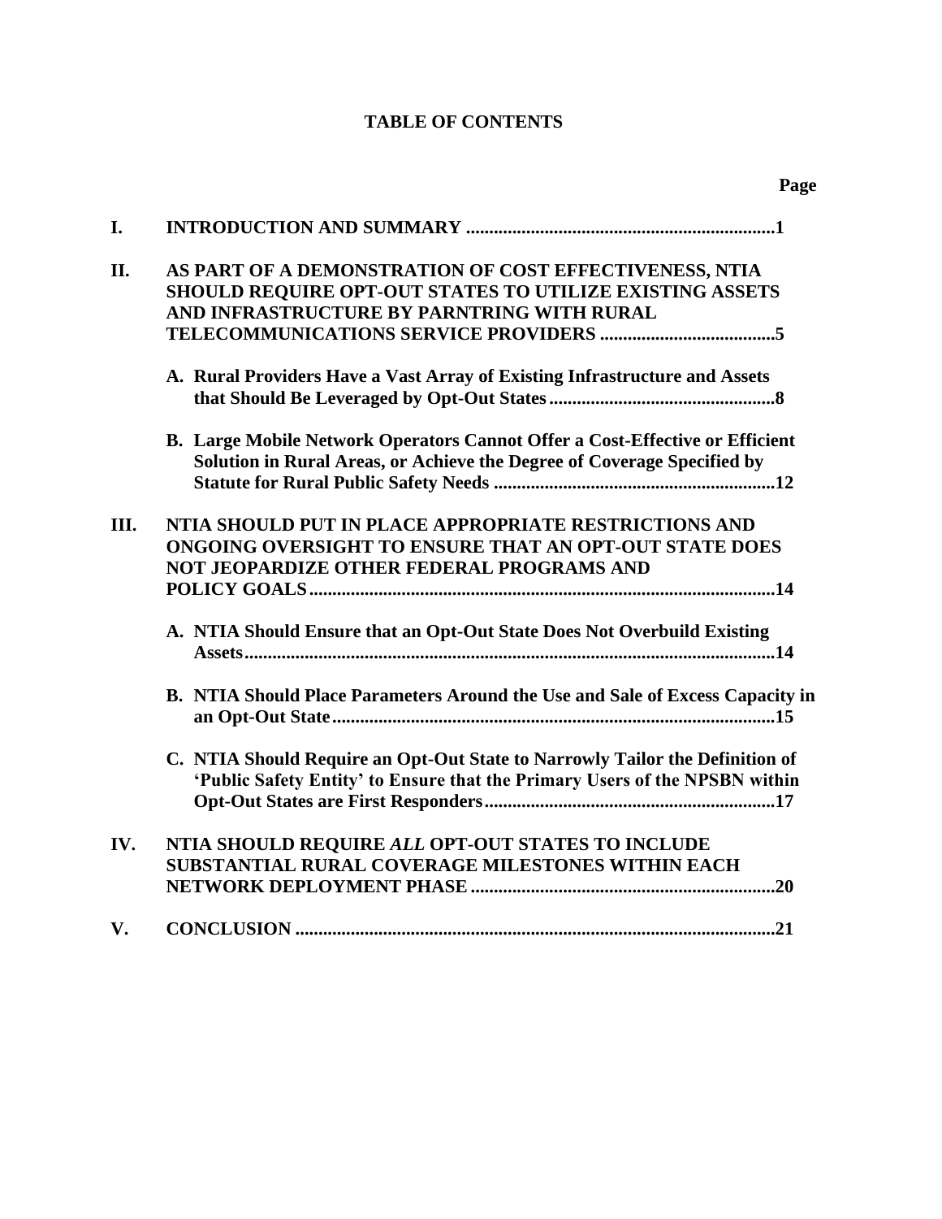**TABLE OF CONTENTS**

| | | Page |
|---|---|---|
| I. | **INTRODUCTION AND SUMMARY** | **1** |
| II. | **AS PART OF A DEMONSTRATION OF COST EFFECTIVENESS, NTIA SHOULD REQUIRE OPT-OUT STATES TO UTILIZE EXISTING ASSETS AND INFRASTRUCTURE BY PARNTRING WITH RURAL TELECOMMUNICATIONS SERVICE PROVIDERS** | **5** |
| | **A. Rural Providers Have a Vast Array of Existing Infrastructure and Assets that Should Be Leveraged by Opt-Out States** | **8** |
| | **B. Large Mobile Network Operators Cannot Offer a Cost-Effective or Efficient Solution in Rural Areas, or Achieve the Degree of Coverage Specified by Statute for Rural Public Safety Needs** | **12** |
| III. | **NTIA SHOULD PUT IN PLACE APPROPRIATE RESTRICTIONS AND ONGOING OVERSIGHT TO ENSURE THAT AN OPT-OUT STATE DOES NOT JEOPARDIZE OTHER FEDERAL PROGRAMS AND POLICY GOALS** | **14** |
| | **A. NTIA Should Ensure that an Opt-Out State Does Not Overbuild Existing Assets** | **14** |
| | **B. NTIA Should Place Parameters Around the Use and Sale of Excess Capacity in an Opt-Out State** | **15** |
| | **C. NTIA Should Require an Opt-Out State to Narrowly Tailor the Definition of 'Public Safety Entity' to Ensure that the Primary Users of the NPSBN within Opt-Out States are First Responders** | **17** |
| IV. | **NTIA SHOULD REQUIRE *ALL* OPT-OUT STATES TO INCLUDE SUBSTANTIAL RURAL COVERAGE MILESTONES WITHIN EACH NETWORK DEPLOYMENT PHASE** | **20** |
| V. | **CONCLUSION** | **21** |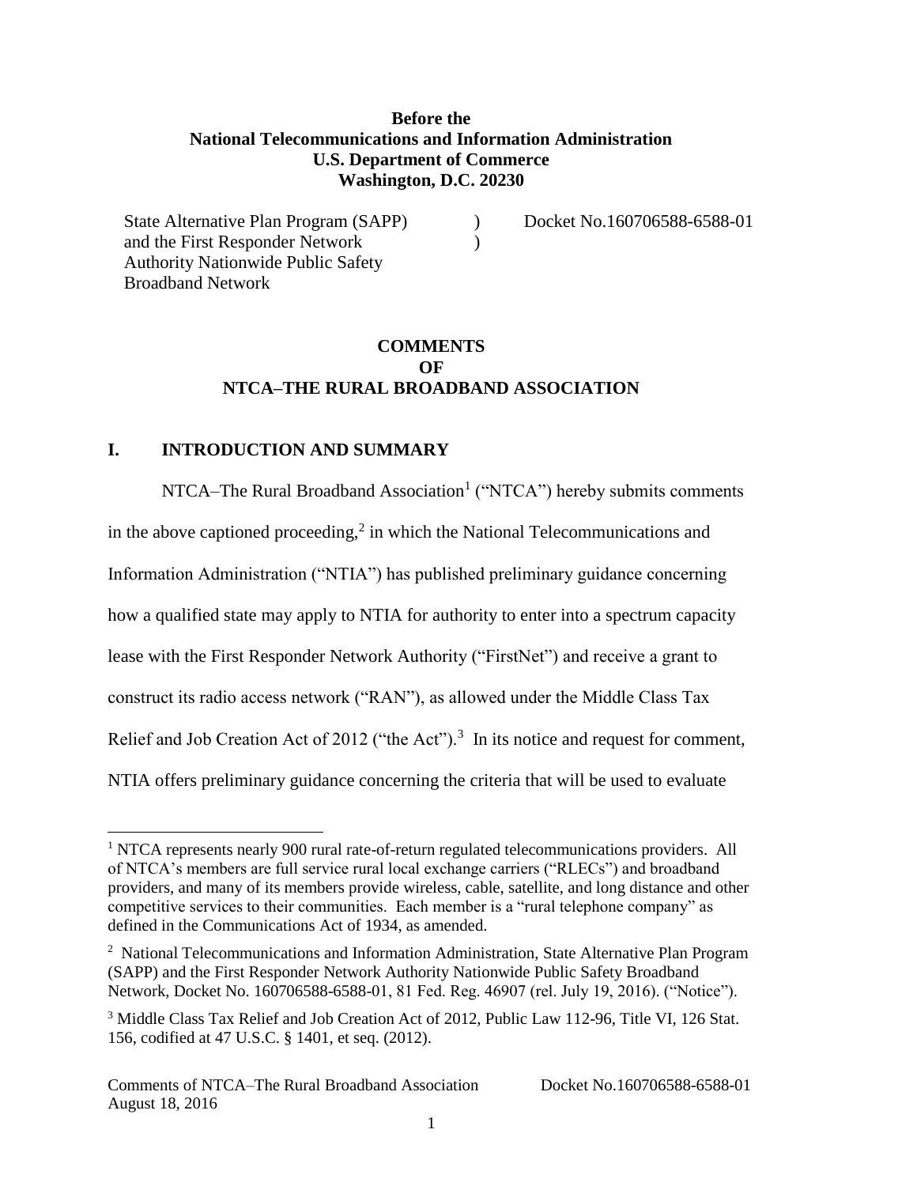**Before the**
**National Telecommunications and Information Administration**
**U.S. Department of Commerce**
**Washington, D.C. 20230**

| | | |
|---|---|---|
| State Alternative Plan Program (SAPP) and the First Responder Network Authority Nationwide Public Safety Broadband Network | ) ) | Docket No.160706588-6588-01 |

**COMMENTS**
**OF**
**NTCA–THE RURAL BROADBAND ASSOCIATION**

## I. INTRODUCTION AND SUMMARY

NTCA–The Rural Broadband Association[1] ("NTCA") hereby submits comments in the above captioned proceeding,[2] in which the National Telecommunications and Information Administration ("NTIA") has published preliminary guidance concerning how a qualified state may apply to NTIA for authority to enter into a spectrum capacity lease with the First Responder Network Authority ("FirstNet") and receive a grant to construct its radio access network ("RAN"), as allowed under the Middle Class Tax Relief and Job Creation Act of 2012 ("the Act").[3] In its notice and request for comment, NTIA offers preliminary guidance concerning the criteria that will be used to evaluate

[1] NTCA represents nearly 900 rural rate-of-return regulated telecommunications providers. All of NTCA's members are full service rural local exchange carriers ("RLECs") and broadband providers, and many of its members provide wireless, cable, satellite, and long distance and other competitive services to their communities. Each member is a "rural telephone company" as defined in the Communications Act of 1934, as amended.

[2] National Telecommunications and Information Administration, State Alternative Plan Program (SAPP) and the First Responder Network Authority Nationwide Public Safety Broadband Network, Docket No. 160706588-6588-01, 81 Fed. Reg. 46907 (rel. July 19, 2016). ("Notice").

[3] Middle Class Tax Relief and Job Creation Act of 2012, Public Law 112-96, Title VI, 126 Stat. 156, codified at 47 U.S.C. § 1401, et seq. (2012).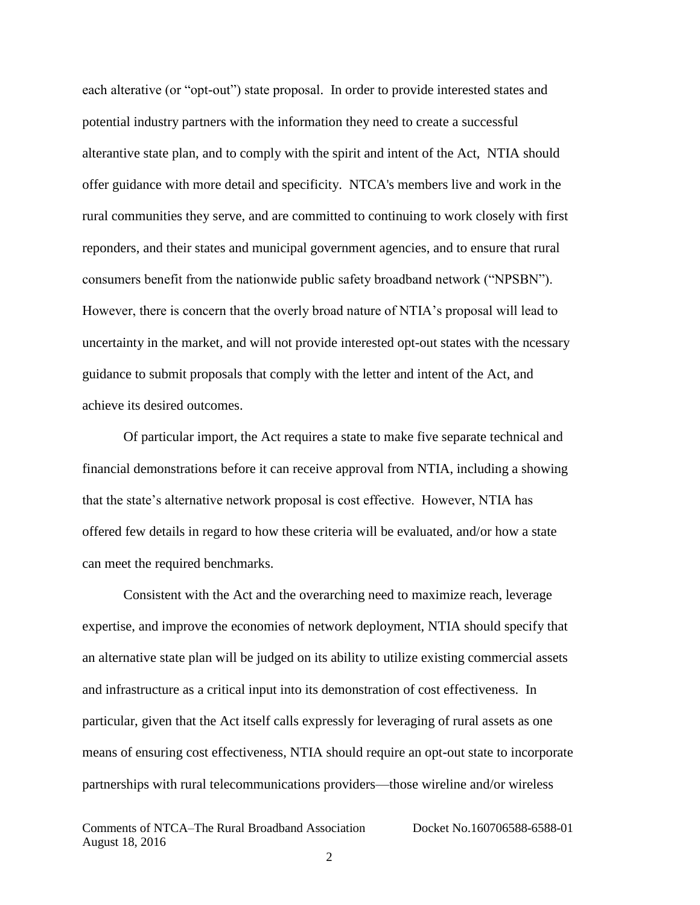each alterative (or "opt-out") state proposal. In order to provide interested states and potential industry partners with the information they need to create a successful alterantive state plan, and to comply with the spirit and intent of the Act, NTIA should offer guidance with more detail and specificity. NTCA's members live and work in the rural communities they serve, and are committed to continuing to work closely with first reponders, and their states and municipal government agencies, and to ensure that rural consumers benefit from the nationwide public safety broadband network ("NPSBN"). However, there is concern that the overly broad nature of NTIA's proposal will lead to uncertainty in the market, and will not provide interested opt-out states with the ncessary guidance to submit proposals that comply with the letter and intent of the Act, and achieve its desired outcomes.

Of particular import, the Act requires a state to make five separate technical and financial demonstrations before it can receive approval from NTIA, including a showing that the state's alternative network proposal is cost effective. However, NTIA has offered few details in regard to how these criteria will be evaluated, and/or how a state can meet the required benchmarks.

Consistent with the Act and the overarching need to maximize reach, leverage expertise, and improve the economies of network deployment, NTIA should specify that an alternative state plan will be judged on its ability to utilize existing commercial assets and infrastructure as a critical input into its demonstration of cost effectiveness. In particular, given that the Act itself calls expressly for leveraging of rural assets as one means of ensuring cost effectiveness, NTIA should require an opt-out state to incorporate partnerships with rural telecommunications providers—those wireline and/or wireless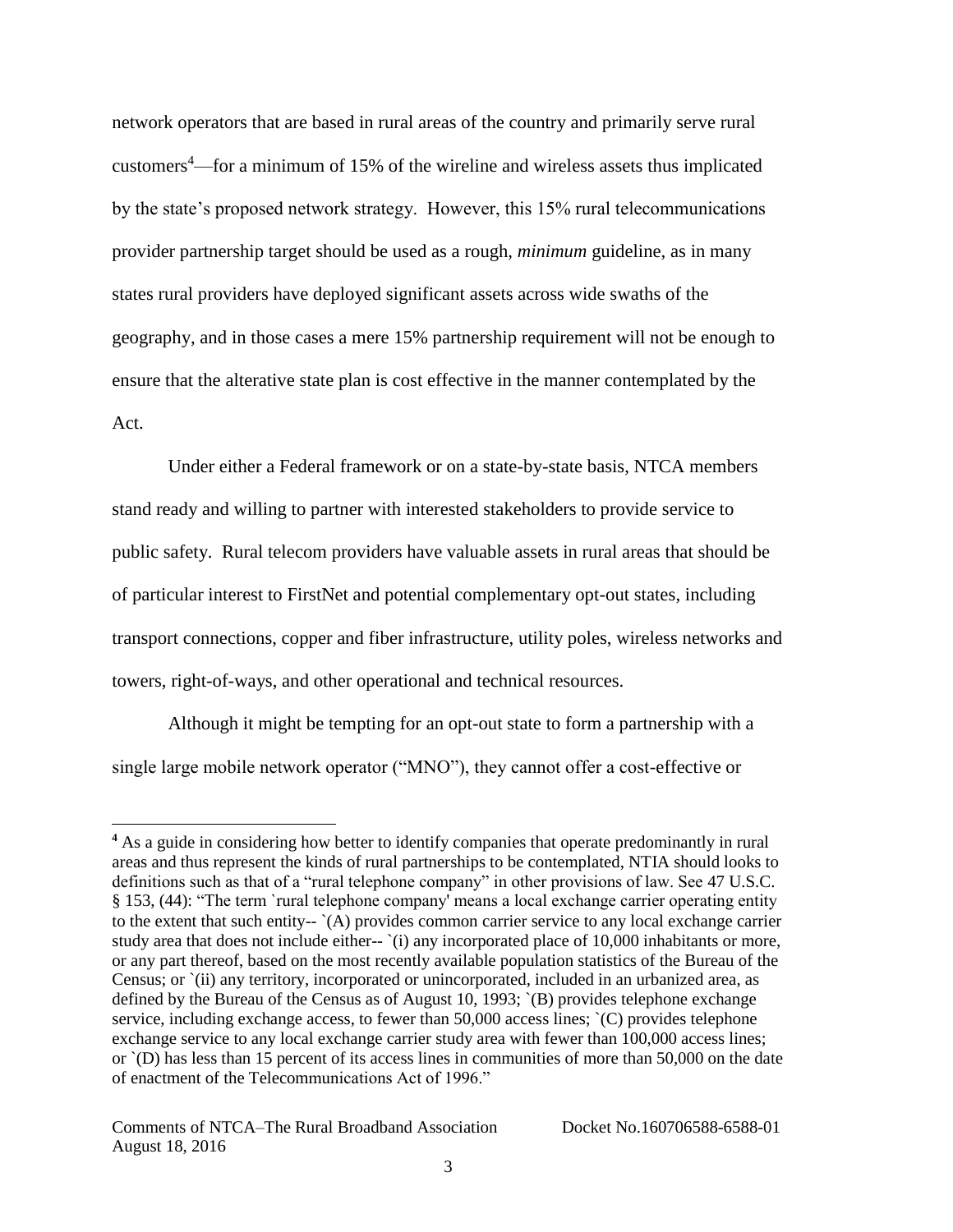network operators that are based in rural areas of the country and primarily serve rural customers[4]—for a minimum of 15% of the wireline and wireless assets thus implicated by the state's proposed network strategy. However, this 15% rural telecommunications provider partnership target should be used as a rough, *minimum* guideline, as in many states rural providers have deployed significant assets across wide swaths of the geography, and in those cases a mere 15% partnership requirement will not be enough to ensure that the alterative state plan is cost effective in the manner contemplated by the Act.

Under either a Federal framework or on a state-by-state basis, NTCA members stand ready and willing to partner with interested stakeholders to provide service to public safety. Rural telecom providers have valuable assets in rural areas that should be of particular interest to FirstNet and potential complementary opt-out states, including transport connections, copper and fiber infrastructure, utility poles, wireless networks and towers, right-of-ways, and other operational and technical resources.

Although it might be tempting for an opt-out state to form a partnership with a single large mobile network operator ("MNO"), they cannot offer a cost-effective or

---

[4] As a guide in considering how better to identify companies that operate predominantly in rural areas and thus represent the kinds of rural partnerships to be contemplated, NTIA should looks to definitions such as that of a "rural telephone company" in other provisions of law. See 47 U.S.C. § 153, (44): "The term `rural telephone company' means a local exchange carrier operating entity to the extent that such entity-- `(A) provides common carrier service to any local exchange carrier study area that does not include either-- `(i) any incorporated place of 10,000 inhabitants or more, or any part thereof, based on the most recently available population statistics of the Bureau of the Census; or `(ii) any territory, incorporated or unincorporated, included in an urbanized area, as defined by the Bureau of the Census as of August 10, 1993; `(B) provides telephone exchange service, including exchange access, to fewer than 50,000 access lines; `(C) provides telephone exchange service to any local exchange carrier study area with fewer than 100,000 access lines; or `(D) has less than 15 percent of its access lines in communities of more than 50,000 on the date of enactment of the Telecommunications Act of 1996."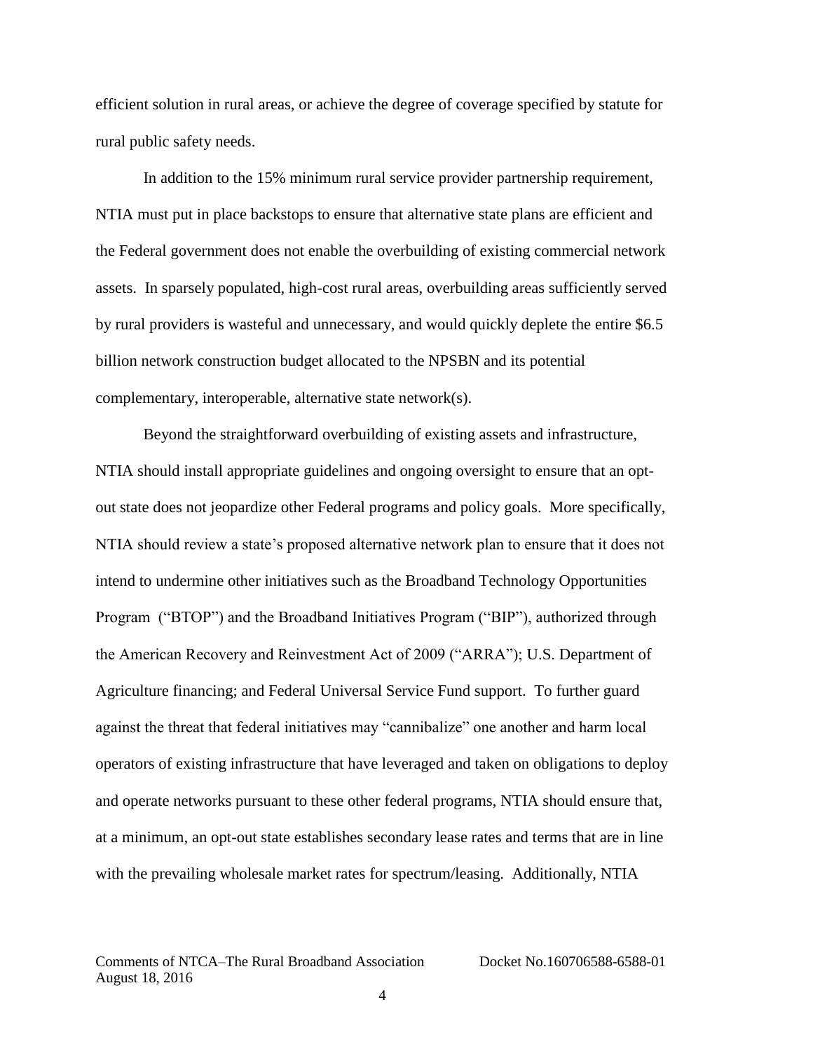efficient solution in rural areas, or achieve the degree of coverage specified by statute for rural public safety needs.

In addition to the 15% minimum rural service provider partnership requirement, NTIA must put in place backstops to ensure that alternative state plans are efficient and the Federal government does not enable the overbuilding of existing commercial network assets. In sparsely populated, high-cost rural areas, overbuilding areas sufficiently served by rural providers is wasteful and unnecessary, and would quickly deplete the entire $6.5 billion network construction budget allocated to the NPSBN and its potential complementary, interoperable, alternative state network(s).

Beyond the straightforward overbuilding of existing assets and infrastructure, NTIA should install appropriate guidelines and ongoing oversight to ensure that an opt-out state does not jeopardize other Federal programs and policy goals. More specifically, NTIA should review a state's proposed alternative network plan to ensure that it does not intend to undermine other initiatives such as the Broadband Technology Opportunities Program ("BTOP") and the Broadband Initiatives Program ("BIP"), authorized through the American Recovery and Reinvestment Act of 2009 ("ARRA"); U.S. Department of Agriculture financing; and Federal Universal Service Fund support. To further guard against the threat that federal initiatives may "cannibalize" one another and harm local operators of existing infrastructure that have leveraged and taken on obligations to deploy and operate networks pursuant to these other federal programs, NTIA should ensure that, at a minimum, an opt-out state establishes secondary lease rates and terms that are in line with the prevailing wholesale market rates for spectrum/leasing. Additionally, NTIA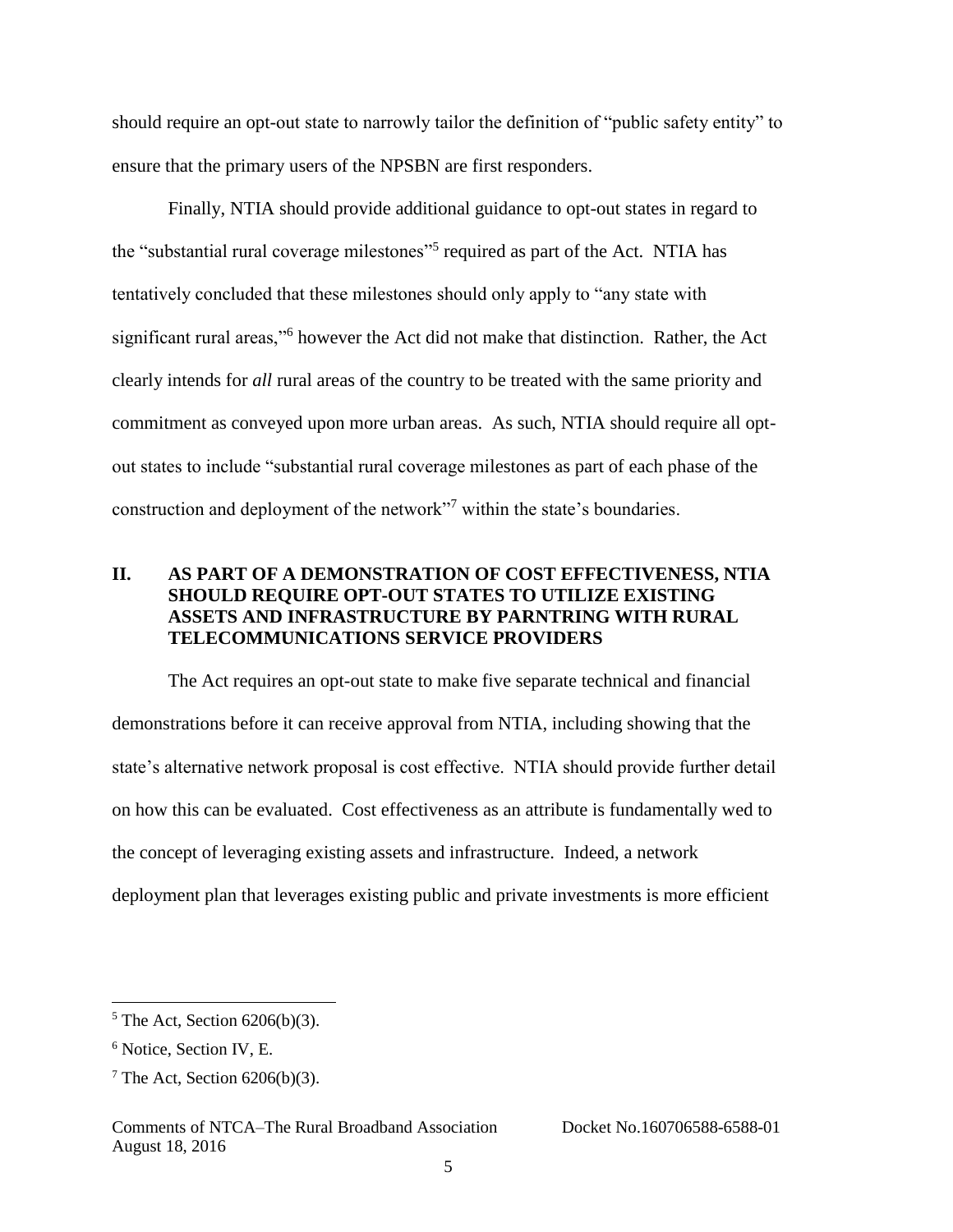should require an opt-out state to narrowly tailor the definition of "public safety entity" to ensure that the primary users of the NPSBN are first responders.

Finally, NTIA should provide additional guidance to opt-out states in regard to the "substantial rural coverage milestones"[5] required as part of the Act. NTIA has tentatively concluded that these milestones should only apply to "any state with significant rural areas,"[6] however the Act did not make that distinction. Rather, the Act clearly intends for *all* rural areas of the country to be treated with the same priority and commitment as conveyed upon more urban areas. As such, NTIA should require all opt-out states to include "substantial rural coverage milestones as part of each phase of the construction and deployment of the network"[7] within the state's boundaries.

## II. AS PART OF A DEMONSTRATION OF COST EFFECTIVENESS, NTIA SHOULD REQUIRE OPT-OUT STATES TO UTILIZE EXISTING ASSETS AND INFRASTRUCTURE BY PARNTRING WITH RURAL TELECOMMUNICATIONS SERVICE PROVIDERS

The Act requires an opt-out state to make five separate technical and financial demonstrations before it can receive approval from NTIA, including showing that the state's alternative network proposal is cost effective. NTIA should provide further detail on how this can be evaluated. Cost effectiveness as an attribute is fundamentally wed to the concept of leveraging existing assets and infrastructure. Indeed, a network deployment plan that leverages existing public and private investments is more efficient

---

[5] The Act, Section 6206(b)(3).

[6] Notice, Section IV, E.

[7] The Act, Section 6206(b)(3).

Comments of NTCA–The Rural Broadband Association Docket No.160706588-6588-01
August 18, 2016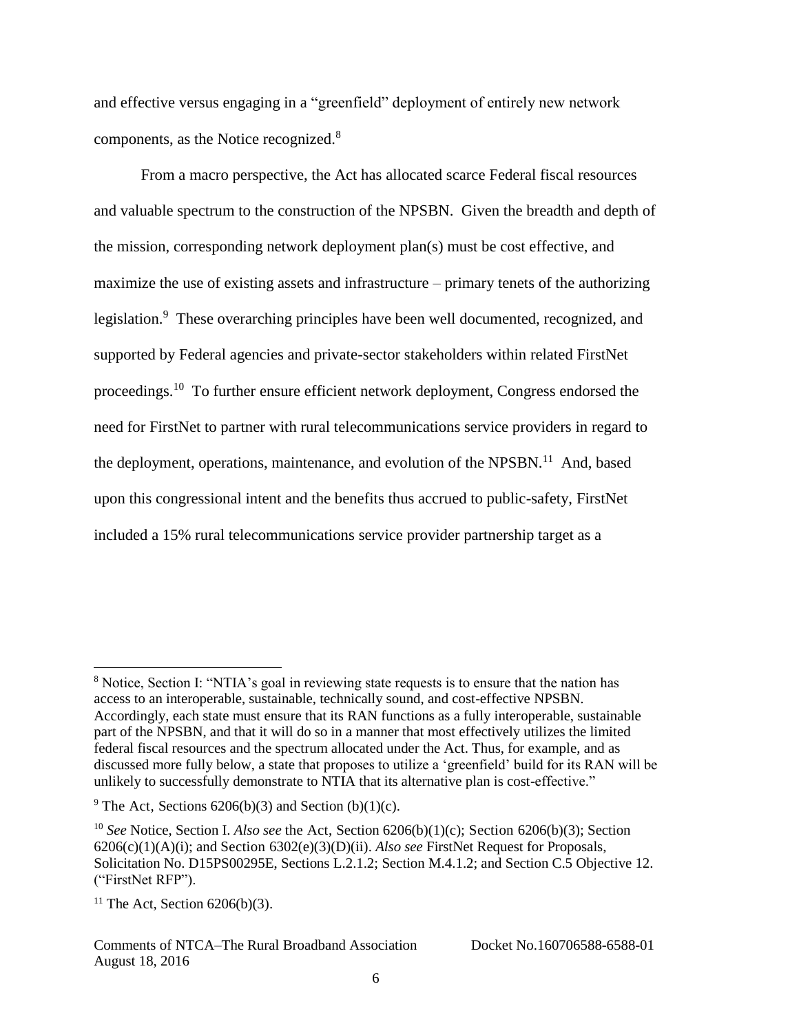and effective versus engaging in a "greenfield" deployment of entirely new network components, as the Notice recognized.[8]

From a macro perspective, the Act has allocated scarce Federal fiscal resources and valuable spectrum to the construction of the NPSBN. Given the breadth and depth of the mission, corresponding network deployment plan(s) must be cost effective, and maximize the use of existing assets and infrastructure – primary tenets of the authorizing legislation.[9] These overarching principles have been well documented, recognized, and supported by Federal agencies and private-sector stakeholders within related FirstNet proceedings.[10] To further ensure efficient network deployment, Congress endorsed the need for FirstNet to partner with rural telecommunications service providers in regard to the deployment, operations, maintenance, and evolution of the NPSBN.[11] And, based upon this congressional intent and the benefits thus accrued to public-safety, FirstNet included a 15% rural telecommunications service provider partnership target as a

---

[8] Notice, Section I: "NTIA's goal in reviewing state requests is to ensure that the nation has access to an interoperable, sustainable, technically sound, and cost-effective NPSBN. Accordingly, each state must ensure that its RAN functions as a fully interoperable, sustainable part of the NPSBN, and that it will do so in a manner that most effectively utilizes the limited federal fiscal resources and the spectrum allocated under the Act. Thus, for example, and as discussed more fully below, a state that proposes to utilize a 'greenfield' build for its RAN will be unlikely to successfully demonstrate to NTIA that its alternative plan is cost-effective."

[9] The Act, Sections 6206(b)(3) and Section (b)(1)(c).

[10] *See* Notice, Section I. *Also see* the Act, Section 6206(b)(1)(c); Section 6206(b)(3); Section 6206(c)(1)(A)(i); and Section 6302(e)(3)(D)(ii). *Also see* FirstNet Request for Proposals, Solicitation No. D15PS00295E, Sections L.2.1.2; Section M.4.1.2; and Section C.5 Objective 12. ("FirstNet RFP").

[11] The Act, Section 6206(b)(3).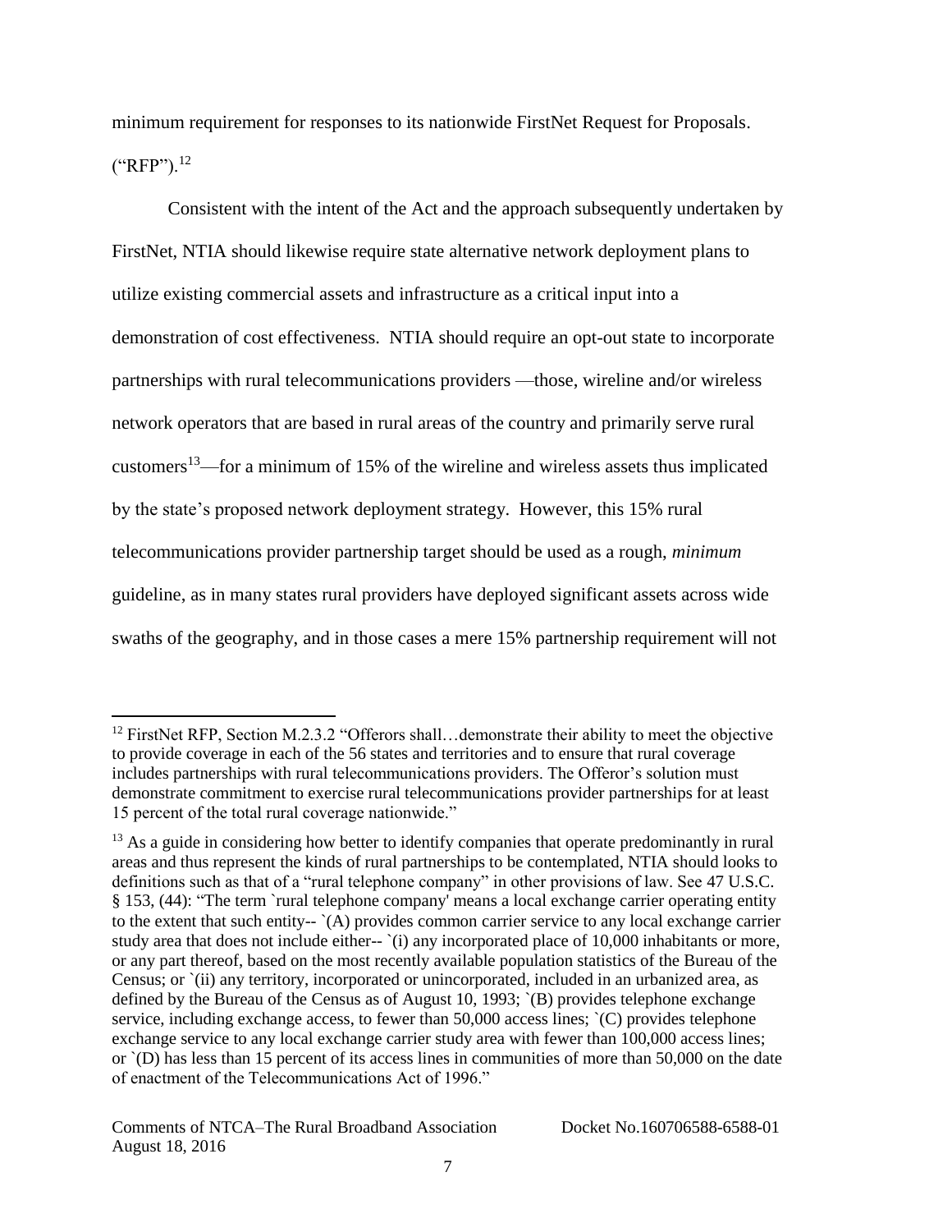minimum requirement for responses to its nationwide FirstNet Request for Proposals. ("RFP").[12]

Consistent with the intent of the Act and the approach subsequently undertaken by FirstNet, NTIA should likewise require state alternative network deployment plans to utilize existing commercial assets and infrastructure as a critical input into a demonstration of cost effectiveness. NTIA should require an opt-out state to incorporate partnerships with rural telecommunications providers —those, wireline and/or wireless network operators that are based in rural areas of the country and primarily serve rural customers[13]—for a minimum of 15% of the wireline and wireless assets thus implicated by the state's proposed network deployment strategy. However, this 15% rural telecommunications provider partnership target should be used as a rough, *minimum* guideline, as in many states rural providers have deployed significant assets across wide swaths of the geography, and in those cases a mere 15% partnership requirement will not

---

[12] FirstNet RFP, Section M.2.3.2 "Offerors shall…demonstrate their ability to meet the objective to provide coverage in each of the 56 states and territories and to ensure that rural coverage includes partnerships with rural telecommunications providers. The Offeror's solution must demonstrate commitment to exercise rural telecommunications provider partnerships for at least 15 percent of the total rural coverage nationwide."

[13] As a guide in considering how better to identify companies that operate predominantly in rural areas and thus represent the kinds of rural partnerships to be contemplated, NTIA should looks to definitions such as that of a "rural telephone company" in other provisions of law. See 47 U.S.C. § 153, (44): "The term `rural telephone company' means a local exchange carrier operating entity to the extent that such entity-- `(A) provides common carrier service to any local exchange carrier study area that does not include either-- `(i) any incorporated place of 10,000 inhabitants or more, or any part thereof, based on the most recently available population statistics of the Bureau of the Census; or `(ii) any territory, incorporated or unincorporated, included in an urbanized area, as defined by the Bureau of the Census as of August 10, 1993; `(B) provides telephone exchange service, including exchange access, to fewer than 50,000 access lines; `(C) provides telephone exchange service to any local exchange carrier study area with fewer than 100,000 access lines; or `(D) has less than 15 percent of its access lines in communities of more than 50,000 on the date of enactment of the Telecommunications Act of 1996."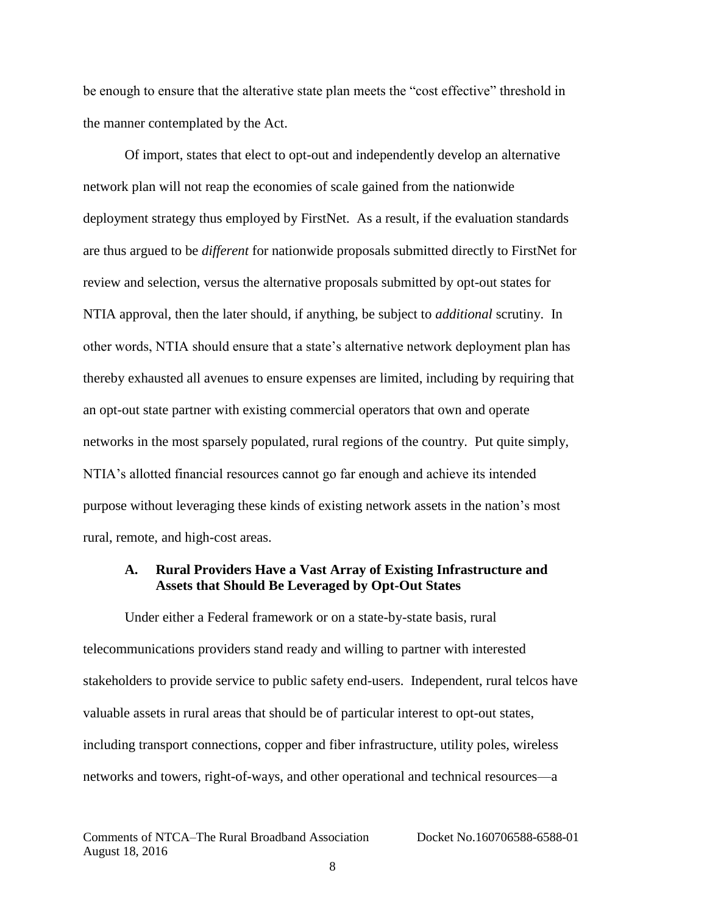be enough to ensure that the alterative state plan meets the "cost effective" threshold in the manner contemplated by the Act.

Of import, states that elect to opt-out and independently develop an alternative network plan will not reap the economies of scale gained from the nationwide deployment strategy thus employed by FirstNet. As a result, if the evaluation standards are thus argued to be *different* for nationwide proposals submitted directly to FirstNet for review and selection, versus the alternative proposals submitted by opt-out states for NTIA approval, then the later should, if anything, be subject to *additional* scrutiny. In other words, NTIA should ensure that a state's alternative network deployment plan has thereby exhausted all avenues to ensure expenses are limited, including by requiring that an opt-out state partner with existing commercial operators that own and operate networks in the most sparsely populated, rural regions of the country. Put quite simply, NTIA's allotted financial resources cannot go far enough and achieve its intended purpose without leveraging these kinds of existing network assets in the nation's most rural, remote, and high-cost areas.

### A. Rural Providers Have a Vast Array of Existing Infrastructure and Assets that Should Be Leveraged by Opt-Out States

Under either a Federal framework or on a state-by-state basis, rural telecommunications providers stand ready and willing to partner with interested stakeholders to provide service to public safety end-users. Independent, rural telcos have valuable assets in rural areas that should be of particular interest to opt-out states, including transport connections, copper and fiber infrastructure, utility poles, wireless networks and towers, right-of-ways, and other operational and technical resources—a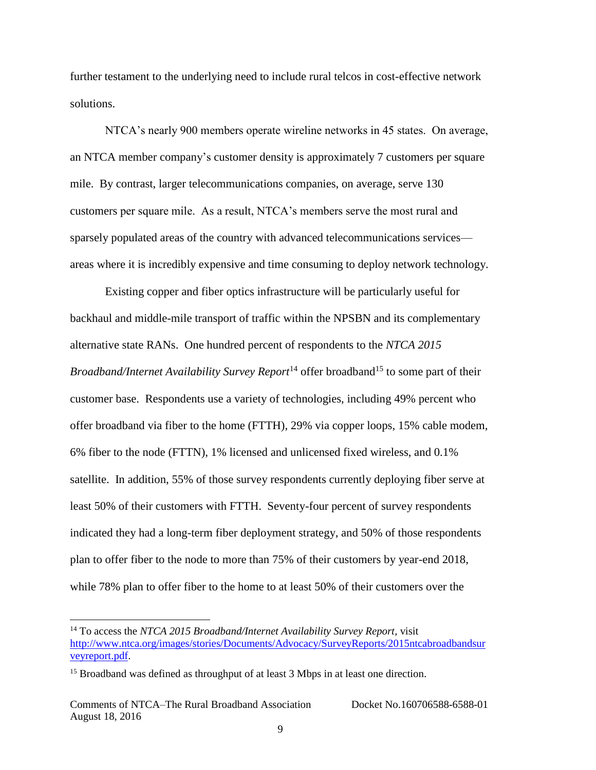further testament to the underlying need to include rural telcos in cost-effective network solutions.

NTCA's nearly 900 members operate wireline networks in 45 states. On average, an NTCA member company's customer density is approximately 7 customers per square mile. By contrast, larger telecommunications companies, on average, serve 130 customers per square mile. As a result, NTCA's members serve the most rural and sparsely populated areas of the country with advanced telecommunications services—areas where it is incredibly expensive and time consuming to deploy network technology.

Existing copper and fiber optics infrastructure will be particularly useful for backhaul and middle-mile transport of traffic within the NPSBN and its complementary alternative state RANs. One hundred percent of respondents to the *NTCA 2015 Broadband/Internet Availability Survey Report*[14] offer broadband[15] to some part of their customer base. Respondents use a variety of technologies, including 49% percent who offer broadband via fiber to the home (FTTH), 29% via copper loops, 15% cable modem, 6% fiber to the node (FTTN), 1% licensed and unlicensed fixed wireless, and 0.1% satellite. In addition, 55% of those survey respondents currently deploying fiber serve at least 50% of their customers with FTTH. Seventy-four percent of survey respondents indicated they had a long-term fiber deployment strategy, and 50% of those respondents plan to offer fiber to the node to more than 75% of their customers by year-end 2018, while 78% plan to offer fiber to the home to at least 50% of their customers over the

[14] To access the *NTCA 2015 Broadband/Internet Availability Survey Report*, visit http://www.ntca.org/images/stories/Documents/Advocacy/SurveyReports/2015ntcabroadbandsurveyreport.pdf.

[15] Broadband was defined as throughput of at least 3 Mbps in at least one direction.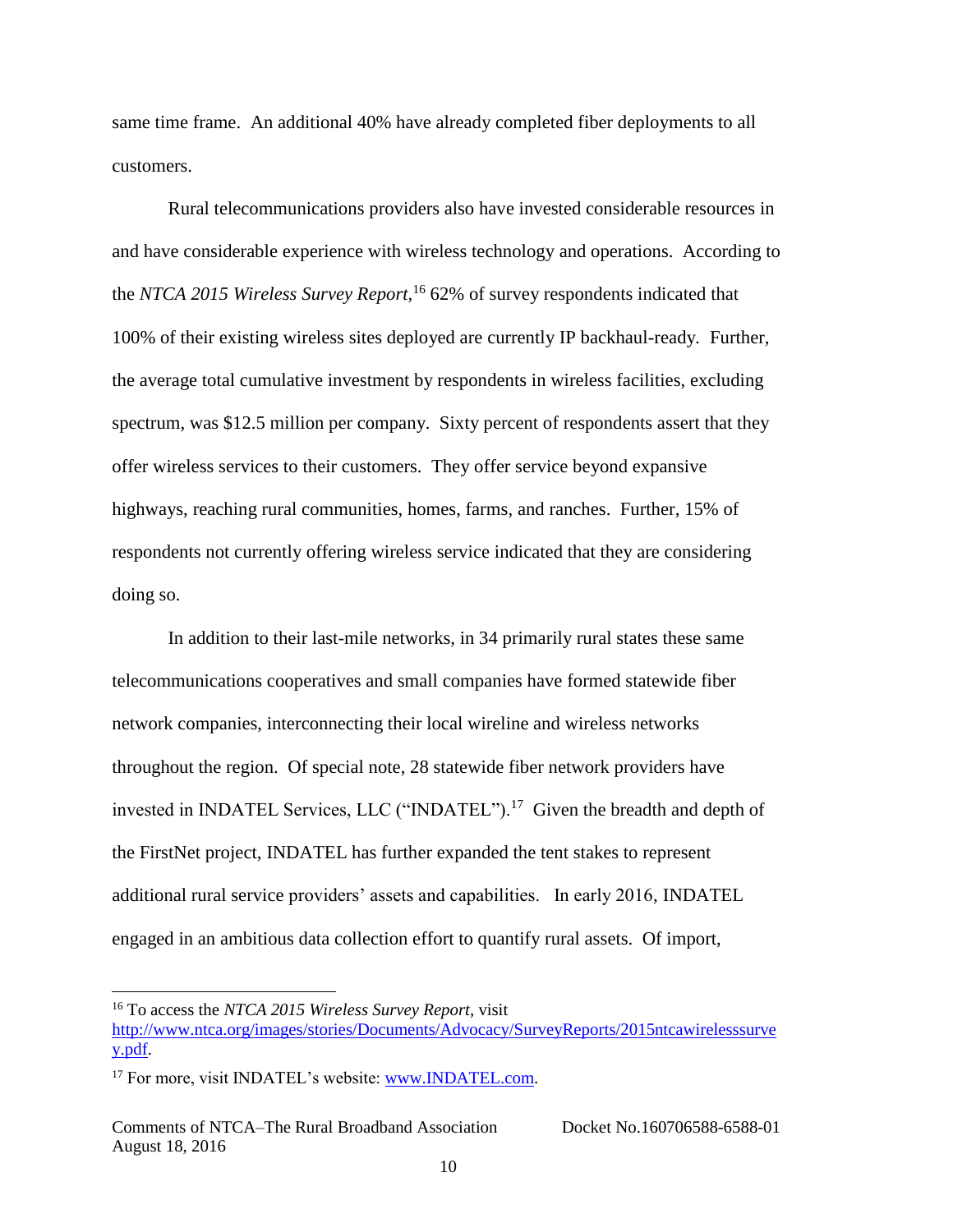same time frame. An additional 40% have already completed fiber deployments to all customers.

Rural telecommunications providers also have invested considerable resources in and have considerable experience with wireless technology and operations. According to the *NTCA 2015 Wireless Survey Report,*[16] 62% of survey respondents indicated that 100% of their existing wireless sites deployed are currently IP backhaul-ready. Further, the average total cumulative investment by respondents in wireless facilities, excluding spectrum, was $12.5 million per company. Sixty percent of respondents assert that they offer wireless services to their customers. They offer service beyond expansive highways, reaching rural communities, homes, farms, and ranches. Further, 15% of respondents not currently offering wireless service indicated that they are considering doing so.

In addition to their last-mile networks, in 34 primarily rural states these same telecommunications cooperatives and small companies have formed statewide fiber network companies, interconnecting their local wireline and wireless networks throughout the region. Of special note, 28 statewide fiber network providers have invested in INDATEL Services, LLC ("INDATEL").[17] Given the breadth and depth of the FirstNet project, INDATEL has further expanded the tent stakes to represent additional rural service providers' assets and capabilities. In early 2016, INDATEL engaged in an ambitious data collection effort to quantify rural assets. Of import,

---

[16] To access the *NTCA 2015 Wireless Survey Report*, visit http://www.ntca.org/images/stories/Documents/Advocacy/SurveyReports/2015ntcawirelesssurvey.pdf.

[17] For more, visit INDATEL's website: www.INDATEL.com.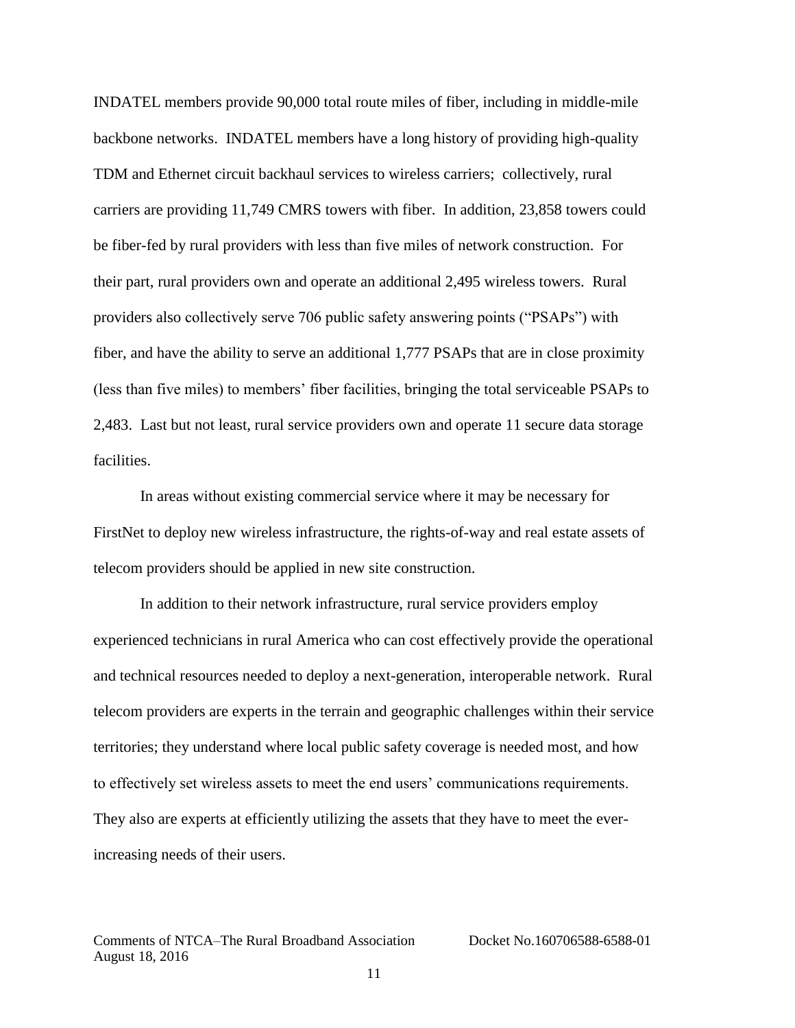INDATEL members provide 90,000 total route miles of fiber, including in middle-mile backbone networks. INDATEL members have a long history of providing high-quality TDM and Ethernet circuit backhaul services to wireless carriers; collectively, rural carriers are providing 11,749 CMRS towers with fiber. In addition, 23,858 towers could be fiber-fed by rural providers with less than five miles of network construction. For their part, rural providers own and operate an additional 2,495 wireless towers. Rural providers also collectively serve 706 public safety answering points ("PSAPs") with fiber, and have the ability to serve an additional 1,777 PSAPs that are in close proximity (less than five miles) to members' fiber facilities, bringing the total serviceable PSAPs to 2,483. Last but not least, rural service providers own and operate 11 secure data storage facilities.

In areas without existing commercial service where it may be necessary for FirstNet to deploy new wireless infrastructure, the rights-of-way and real estate assets of telecom providers should be applied in new site construction.

In addition to their network infrastructure, rural service providers employ experienced technicians in rural America who can cost effectively provide the operational and technical resources needed to deploy a next-generation, interoperable network. Rural telecom providers are experts in the terrain and geographic challenges within their service territories; they understand where local public safety coverage is needed most, and how to effectively set wireless assets to meet the end users' communications requirements. They also are experts at efficiently utilizing the assets that they have to meet the ever-increasing needs of their users.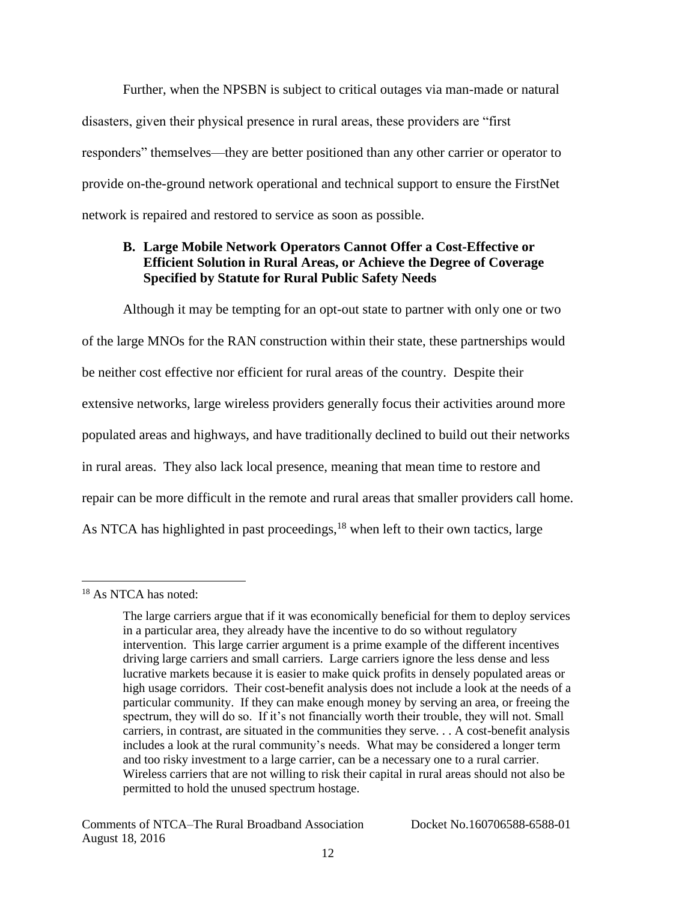Further, when the NPSBN is subject to critical outages via man-made or natural disasters, given their physical presence in rural areas, these providers are "first responders" themselves—they are better positioned than any other carrier or operator to provide on-the-ground network operational and technical support to ensure the FirstNet network is repaired and restored to service as soon as possible.

### B. Large Mobile Network Operators Cannot Offer a Cost-Effective or Efficient Solution in Rural Areas, or Achieve the Degree of Coverage Specified by Statute for Rural Public Safety Needs

Although it may be tempting for an opt-out state to partner with only one or two of the large MNOs for the RAN construction within their state, these partnerships would be neither cost effective nor efficient for rural areas of the country. Despite their extensive networks, large wireless providers generally focus their activities around more populated areas and highways, and have traditionally declined to build out their networks in rural areas. They also lack local presence, meaning that mean time to restore and repair can be more difficult in the remote and rural areas that smaller providers call home. As NTCA has highlighted in past proceedings,[18] when left to their own tactics, large

---

[18] As NTCA has noted:

> The large carriers argue that if it was economically beneficial for them to deploy services in a particular area, they already have the incentive to do so without regulatory intervention. This large carrier argument is a prime example of the different incentives driving large carriers and small carriers. Large carriers ignore the less dense and less lucrative markets because it is easier to make quick profits in densely populated areas or high usage corridors. Their cost-benefit analysis does not include a look at the needs of a particular community. If they can make enough money by serving an area, or freeing the spectrum, they will do so. If it's not financially worth their trouble, they will not. Small carriers, in contrast, are situated in the communities they serve. . . A cost-benefit analysis includes a look at the rural community's needs. What may be considered a longer term and too risky investment to a large carrier, can be a necessary one to a rural carrier. Wireless carriers that are not willing to risk their capital in rural areas should not also be permitted to hold the unused spectrum hostage.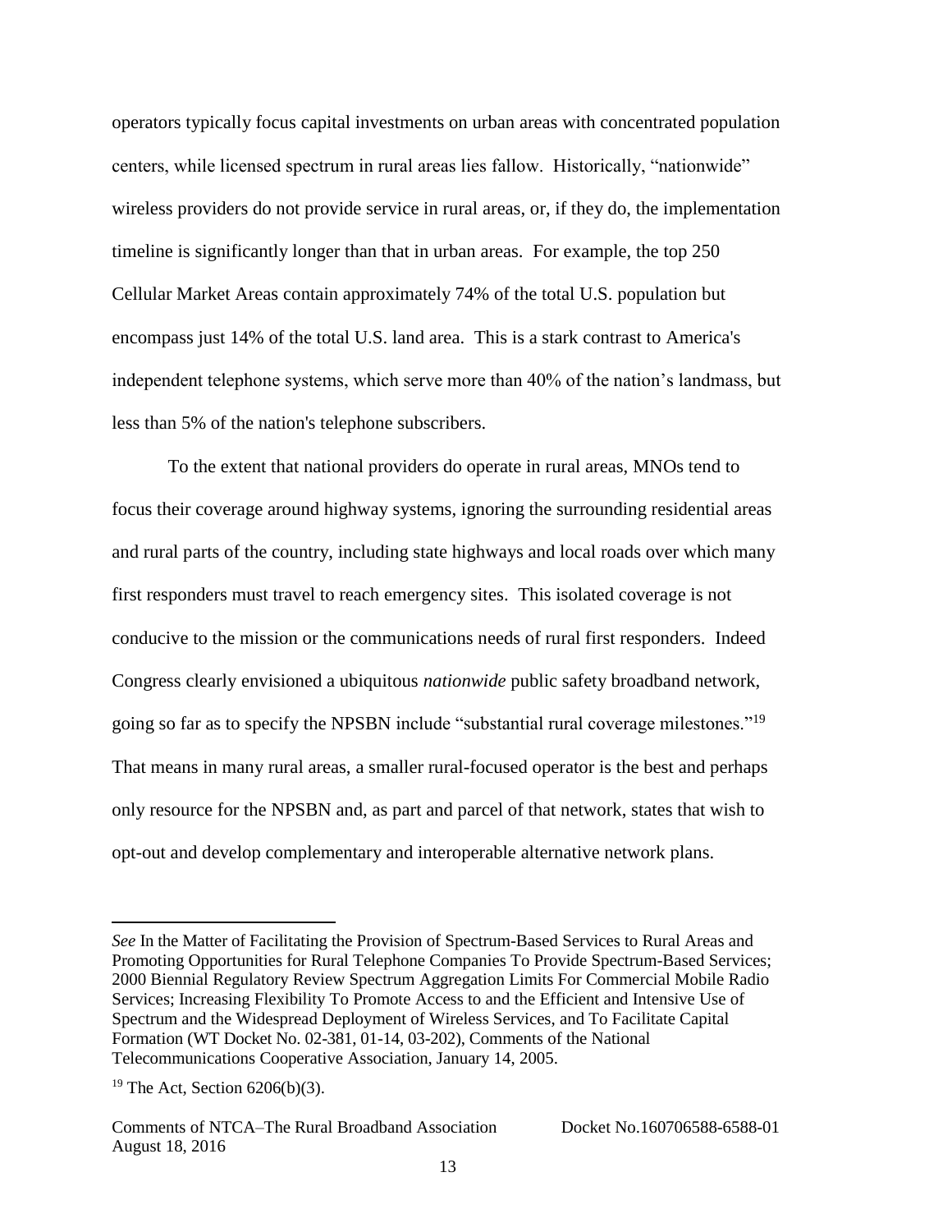operators typically focus capital investments on urban areas with concentrated population centers, while licensed spectrum in rural areas lies fallow. Historically, "nationwide" wireless providers do not provide service in rural areas, or, if they do, the implementation timeline is significantly longer than that in urban areas. For example, the top 250 Cellular Market Areas contain approximately 74% of the total U.S. population but encompass just 14% of the total U.S. land area. This is a stark contrast to America's independent telephone systems, which serve more than 40% of the nation's landmass, but less than 5% of the nation's telephone subscribers.

To the extent that national providers do operate in rural areas, MNOs tend to focus their coverage around highway systems, ignoring the surrounding residential areas and rural parts of the country, including state highways and local roads over which many first responders must travel to reach emergency sites. This isolated coverage is not conducive to the mission or the communications needs of rural first responders. Indeed Congress clearly envisioned a ubiquitous *nationwide* public safety broadband network, going so far as to specify the NPSBN include "substantial rural coverage milestones."[19] That means in many rural areas, a smaller rural-focused operator is the best and perhaps only resource for the NPSBN and, as part and parcel of that network, states that wish to opt-out and develop complementary and interoperable alternative network plans.

---

*See* In the Matter of Facilitating the Provision of Spectrum-Based Services to Rural Areas and Promoting Opportunities for Rural Telephone Companies To Provide Spectrum-Based Services; 2000 Biennial Regulatory Review Spectrum Aggregation Limits For Commercial Mobile Radio Services; Increasing Flexibility To Promote Access to and the Efficient and Intensive Use of Spectrum and the Widespread Deployment of Wireless Services, and To Facilitate Capital Formation (WT Docket No. 02-381, 01-14, 03-202), Comments of the National Telecommunications Cooperative Association, January 14, 2005.

[19] The Act, Section 6206(b)(3).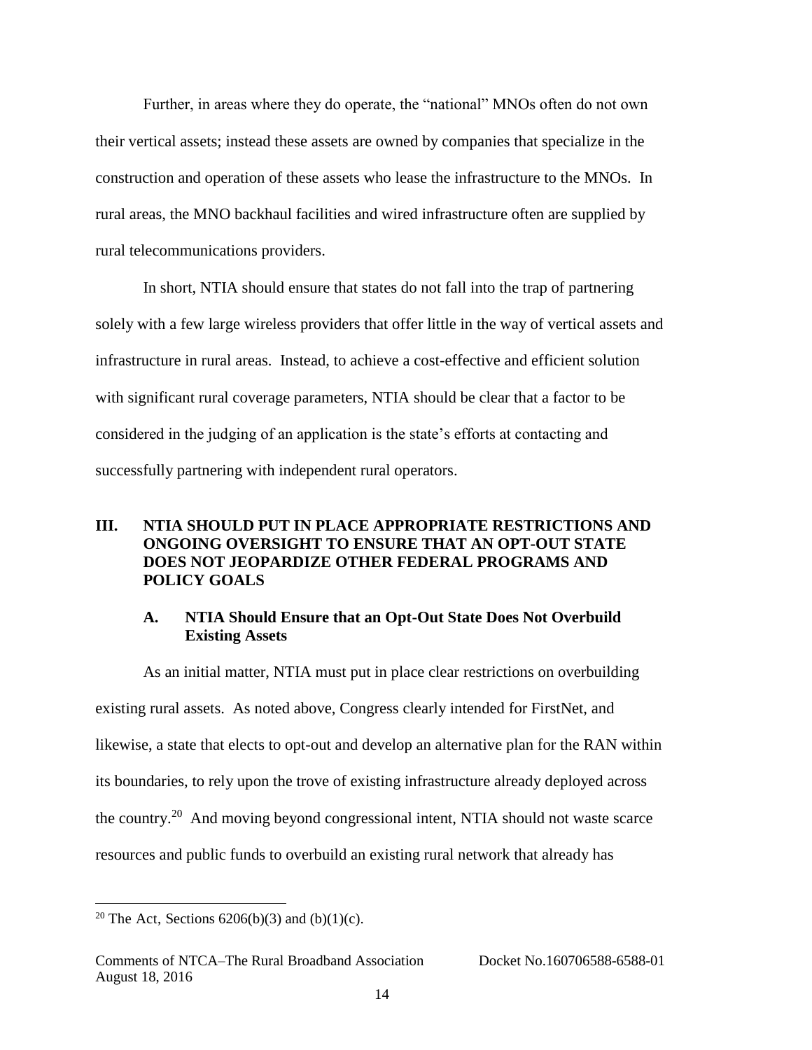Further, in areas where they do operate, the “national” MNOs often do not own their vertical assets; instead these assets are owned by companies that specialize in the construction and operation of these assets who lease the infrastructure to the MNOs. In rural areas, the MNO backhaul facilities and wired infrastructure often are supplied by rural telecommunications providers.

In short, NTIA should ensure that states do not fall into the trap of partnering solely with a few large wireless providers that offer little in the way of vertical assets and infrastructure in rural areas. Instead, to achieve a cost-effective and efficient solution with significant rural coverage parameters, NTIA should be clear that a factor to be considered in the judging of an application is the state’s efforts at contacting and successfully partnering with independent rural operators.

## III. NTIA SHOULD PUT IN PLACE APPROPRIATE RESTRICTIONS AND ONGOING OVERSIGHT TO ENSURE THAT AN OPT-OUT STATE DOES NOT JEOPARDIZE OTHER FEDERAL PROGRAMS AND POLICY GOALS

### A. NTIA Should Ensure that an Opt-Out State Does Not Overbuild Existing Assets

As an initial matter, NTIA must put in place clear restrictions on overbuilding existing rural assets. As noted above, Congress clearly intended for FirstNet, and likewise, a state that elects to opt-out and develop an alternative plan for the RAN within its boundaries, to rely upon the trove of existing infrastructure already deployed across the country.[20] And moving beyond congressional intent, NTIA should not waste scarce resources and public funds to overbuild an existing rural network that already has

[20] The Act, Sections 6206(b)(3) and (b)(1)(c).

Comments of NTCA–The Rural Broadband Association Docket No.160706588-6588-01
August 18, 2016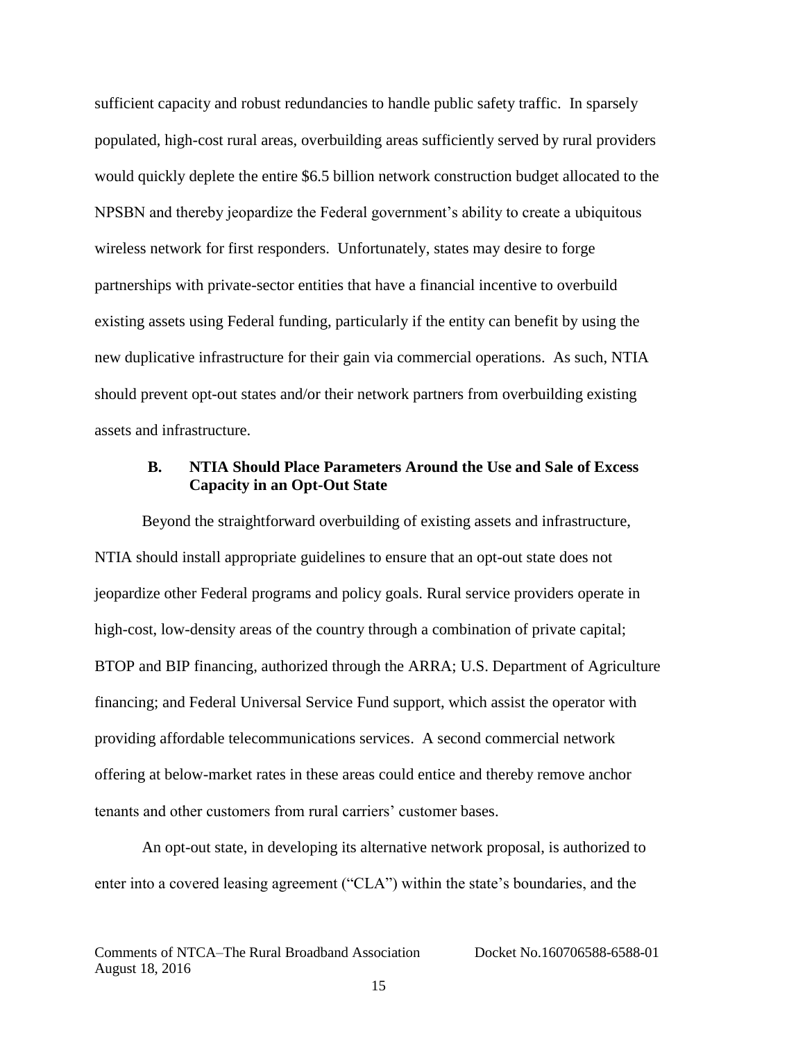sufficient capacity and robust redundancies to handle public safety traffic. In sparsely populated, high-cost rural areas, overbuilding areas sufficiently served by rural providers would quickly deplete the entire $6.5 billion network construction budget allocated to the NPSBN and thereby jeopardize the Federal government's ability to create a ubiquitous wireless network for first responders. Unfortunately, states may desire to forge partnerships with private-sector entities that have a financial incentive to overbuild existing assets using Federal funding, particularly if the entity can benefit by using the new duplicative infrastructure for their gain via commercial operations. As such, NTIA should prevent opt-out states and/or their network partners from overbuilding existing assets and infrastructure.

### B. NTIA Should Place Parameters Around the Use and Sale of Excess Capacity in an Opt-Out State

Beyond the straightforward overbuilding of existing assets and infrastructure, NTIA should install appropriate guidelines to ensure that an opt-out state does not jeopardize other Federal programs and policy goals. Rural service providers operate in high-cost, low-density areas of the country through a combination of private capital; BTOP and BIP financing, authorized through the ARRA; U.S. Department of Agriculture financing; and Federal Universal Service Fund support, which assist the operator with providing affordable telecommunications services. A second commercial network offering at below-market rates in these areas could entice and thereby remove anchor tenants and other customers from rural carriers' customer bases.

An opt-out state, in developing its alternative network proposal, is authorized to enter into a covered leasing agreement ("CLA") within the state's boundaries, and the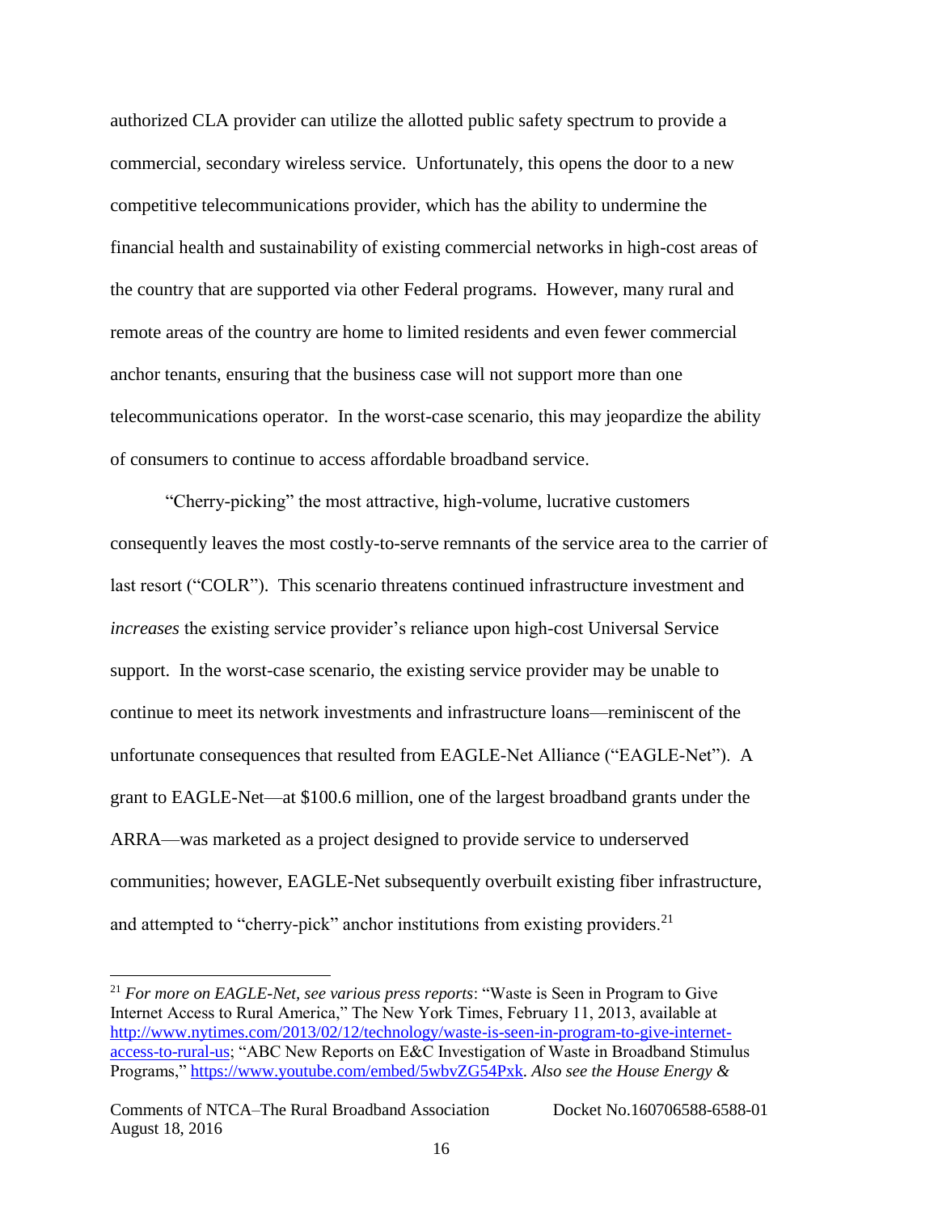authorized CLA provider can utilize the allotted public safety spectrum to provide a commercial, secondary wireless service. Unfortunately, this opens the door to a new competitive telecommunications provider, which has the ability to undermine the financial health and sustainability of existing commercial networks in high-cost areas of the country that are supported via other Federal programs. However, many rural and remote areas of the country are home to limited residents and even fewer commercial anchor tenants, ensuring that the business case will not support more than one telecommunications operator. In the worst-case scenario, this may jeopardize the ability of consumers to continue to access affordable broadband service.

"Cherry-picking" the most attractive, high-volume, lucrative customers consequently leaves the most costly-to-serve remnants of the service area to the carrier of last resort ("COLR"). This scenario threatens continued infrastructure investment and *increases* the existing service provider's reliance upon high-cost Universal Service support. In the worst-case scenario, the existing service provider may be unable to continue to meet its network investments and infrastructure loans—reminiscent of the unfortunate consequences that resulted from EAGLE-Net Alliance ("EAGLE-Net"). A grant to EAGLE-Net—at $100.6 million, one of the largest broadband grants under the ARRA—was marketed as a project designed to provide service to underserved communities; however, EAGLE-Net subsequently overbuilt existing fiber infrastructure, and attempted to "cherry-pick" anchor institutions from existing providers.[21]

---

[21] *For more on EAGLE-Net, see various press reports*: "Waste is Seen in Program to Give Internet Access to Rural America," The New York Times, February 11, 2013, available at http://www.nytimes.com/2013/02/12/technology/waste-is-seen-in-program-to-give-internet-access-to-rural-us; "ABC New Reports on E&C Investigation of Waste in Broadband Stimulus Programs," https://www.youtube.com/embed/5wbvZG54Pxk. *Also see the House Energy &*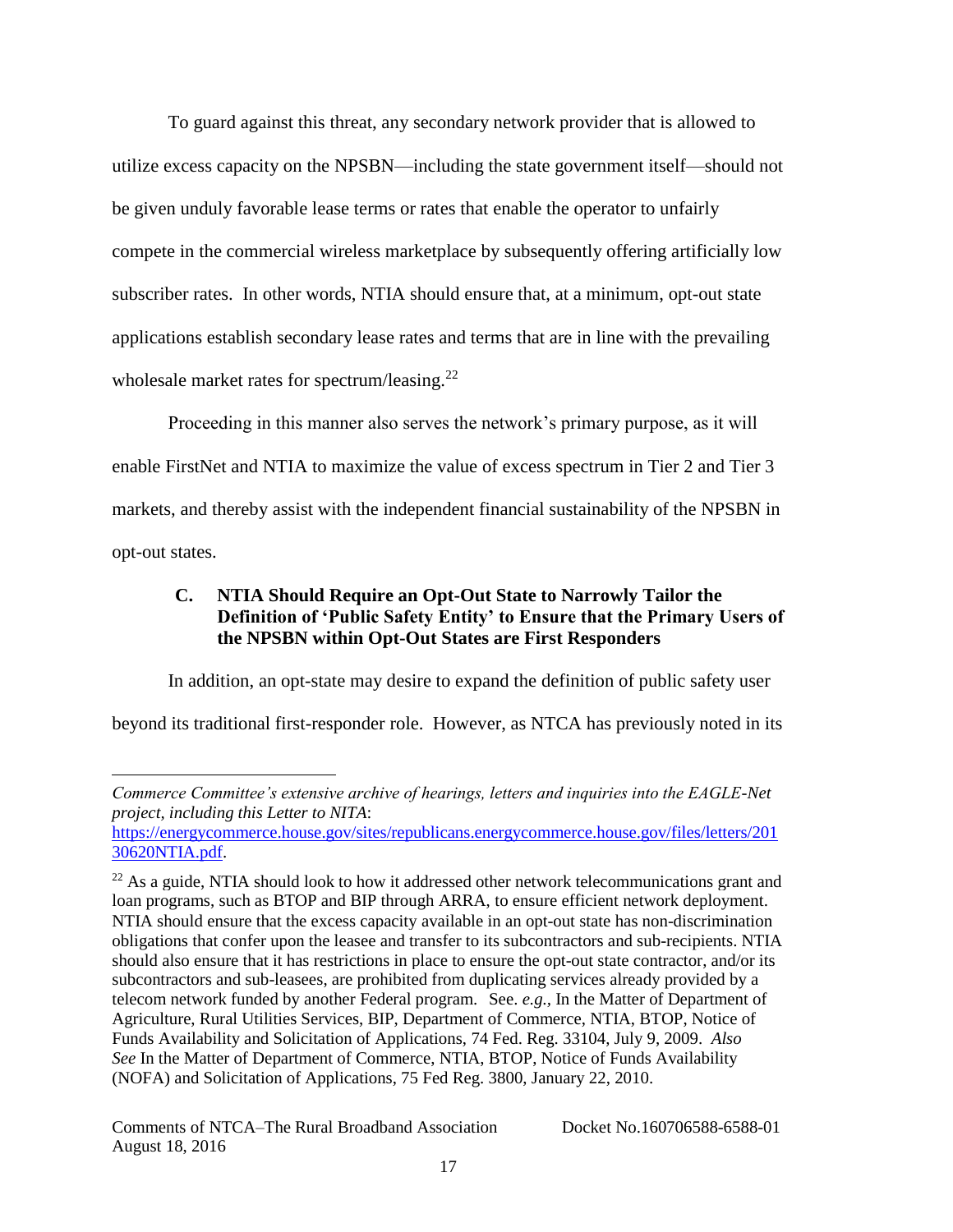To guard against this threat, any secondary network provider that is allowed to utilize excess capacity on the NPSBN—including the state government itself—should not be given unduly favorable lease terms or rates that enable the operator to unfairly compete in the commercial wireless marketplace by subsequently offering artificially low subscriber rates. In other words, NTIA should ensure that, at a minimum, opt-out state applications establish secondary lease rates and terms that are in line with the prevailing wholesale market rates for spectrum/leasing.[22]

Proceeding in this manner also serves the network's primary purpose, as it will enable FirstNet and NTIA to maximize the value of excess spectrum in Tier 2 and Tier 3 markets, and thereby assist with the independent financial sustainability of the NPSBN in opt-out states.

### C. NTIA Should Require an Opt-Out State to Narrowly Tailor the Definition of 'Public Safety Entity' to Ensure that the Primary Users of the NPSBN within Opt-Out States are First Responders

In addition, an opt-state may desire to expand the definition of public safety user beyond its traditional first-responder role. However, as NTCA has previously noted in its

---

*Commerce Committee's extensive archive of hearings, letters and inquiries into the EAGLE-Net project, including this Letter to NITA*: https://energycommerce.house.gov/sites/republicans.energycommerce.house.gov/files/letters/20130620NTIA.pdf.

[22] As a guide, NTIA should look to how it addressed other network telecommunications grant and loan programs, such as BTOP and BIP through ARRA, to ensure efficient network deployment. NTIA should ensure that the excess capacity available in an opt-out state has non-discrimination obligations that confer upon the leasee and transfer to its subcontractors and sub-recipients. NTIA should also ensure that it has restrictions in place to ensure the opt-out state contractor, and/or its subcontractors and sub-leasees, are prohibited from duplicating services already provided by a telecom network funded by another Federal program. See. *e.g.,* In the Matter of Department of Agriculture, Rural Utilities Services, BIP, Department of Commerce, NTIA, BTOP, Notice of Funds Availability and Solicitation of Applications, 74 Fed. Reg. 33104, July 9, 2009. *Also See* In the Matter of Department of Commerce, NTIA, BTOP, Notice of Funds Availability (NOFA) and Solicitation of Applications, 75 Fed Reg. 3800, January 22, 2010.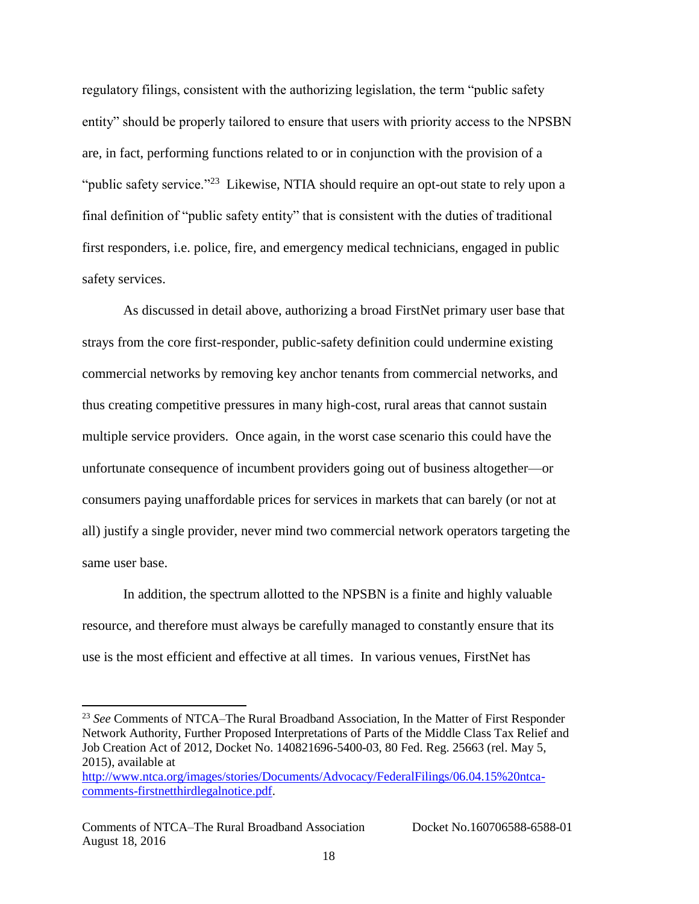regulatory filings, consistent with the authorizing legislation, the term "public safety entity" should be properly tailored to ensure that users with priority access to the NPSBN are, in fact, performing functions related to or in conjunction with the provision of a "public safety service."[23] Likewise, NTIA should require an opt-out state to rely upon a final definition of "public safety entity" that is consistent with the duties of traditional first responders, i.e. police, fire, and emergency medical technicians, engaged in public safety services.

As discussed in detail above, authorizing a broad FirstNet primary user base that strays from the core first-responder, public-safety definition could undermine existing commercial networks by removing key anchor tenants from commercial networks, and thus creating competitive pressures in many high-cost, rural areas that cannot sustain multiple service providers. Once again, in the worst case scenario this could have the unfortunate consequence of incumbent providers going out of business altogether—or consumers paying unaffordable prices for services in markets that can barely (or not at all) justify a single provider, never mind two commercial network operators targeting the same user base.

In addition, the spectrum allotted to the NPSBN is a finite and highly valuable resource, and therefore must always be carefully managed to constantly ensure that its use is the most efficient and effective at all times. In various venues, FirstNet has

---

[23] *See* Comments of NTCA–The Rural Broadband Association, In the Matter of First Responder Network Authority, Further Proposed Interpretations of Parts of the Middle Class Tax Relief and Job Creation Act of 2012, Docket No. 140821696-5400-03, 80 Fed. Reg. 25663 (rel. May 5, 2015), available at [http://www.ntca.org/images/stories/Documents/Advocacy/FederalFilings/06.04.15%20ntca-comments-firstnetthirdlegalnotice.pdf](http://www.ntca.org/images/stories/Documents/Advocacy/FederalFilings/06.04.15%20ntca-comments-firstnetthirdlegalnotice.pdf).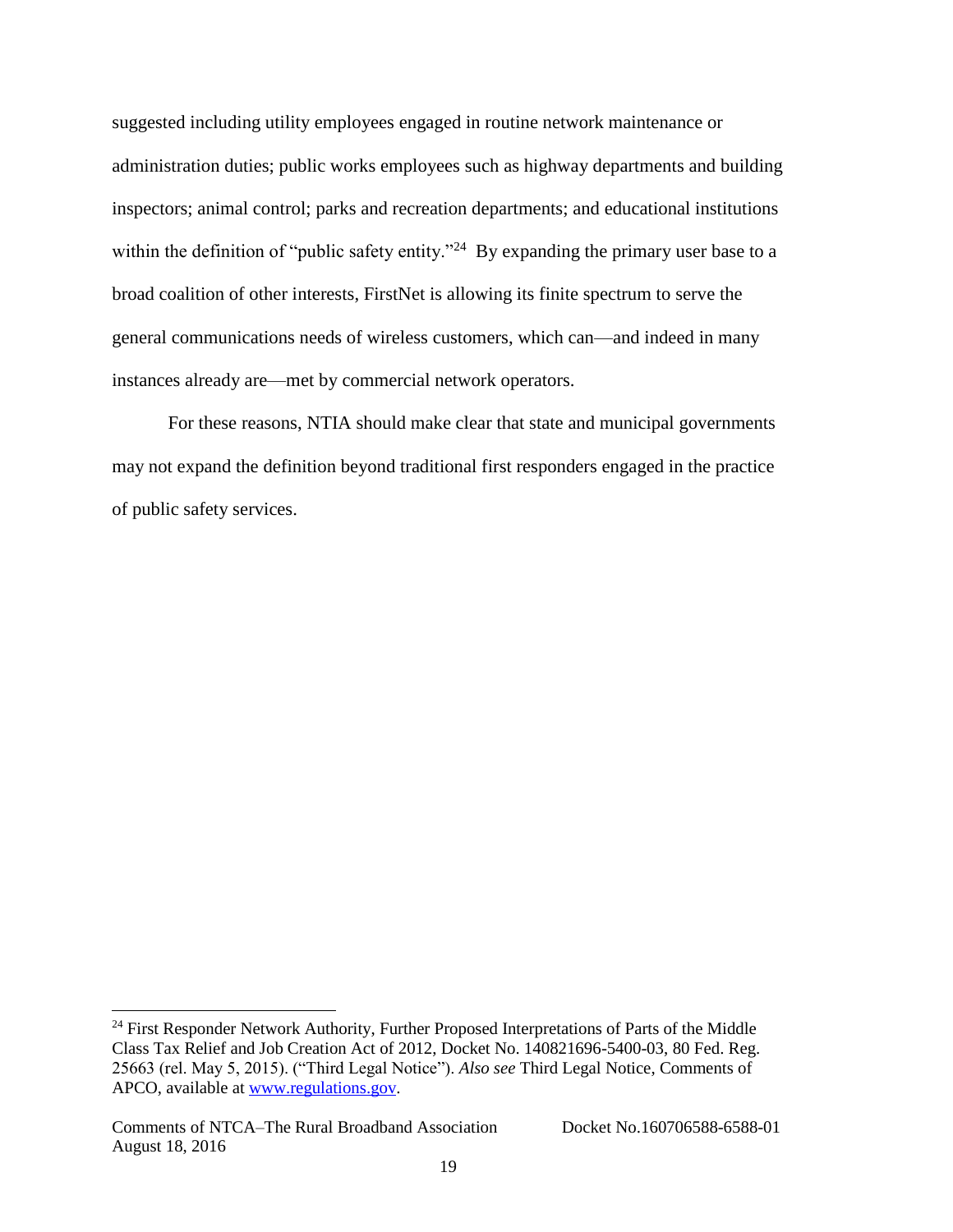suggested including utility employees engaged in routine network maintenance or administration duties; public works employees such as highway departments and building inspectors; animal control; parks and recreation departments; and educational institutions within the definition of "public safety entity."[24] By expanding the primary user base to a broad coalition of other interests, FirstNet is allowing its finite spectrum to serve the general communications needs of wireless customers, which can—and indeed in many instances already are—met by commercial network operators.

For these reasons, NTIA should make clear that state and municipal governments may not expand the definition beyond traditional first responders engaged in the practice of public safety services.

---

[24] First Responder Network Authority, Further Proposed Interpretations of Parts of the Middle Class Tax Relief and Job Creation Act of 2012, Docket No. 140821696-5400-03, 80 Fed. Reg. 25663 (rel. May 5, 2015). ("Third Legal Notice"). *Also see* Third Legal Notice, Comments of APCO, available at [www.regulations.gov](www.regulations.gov).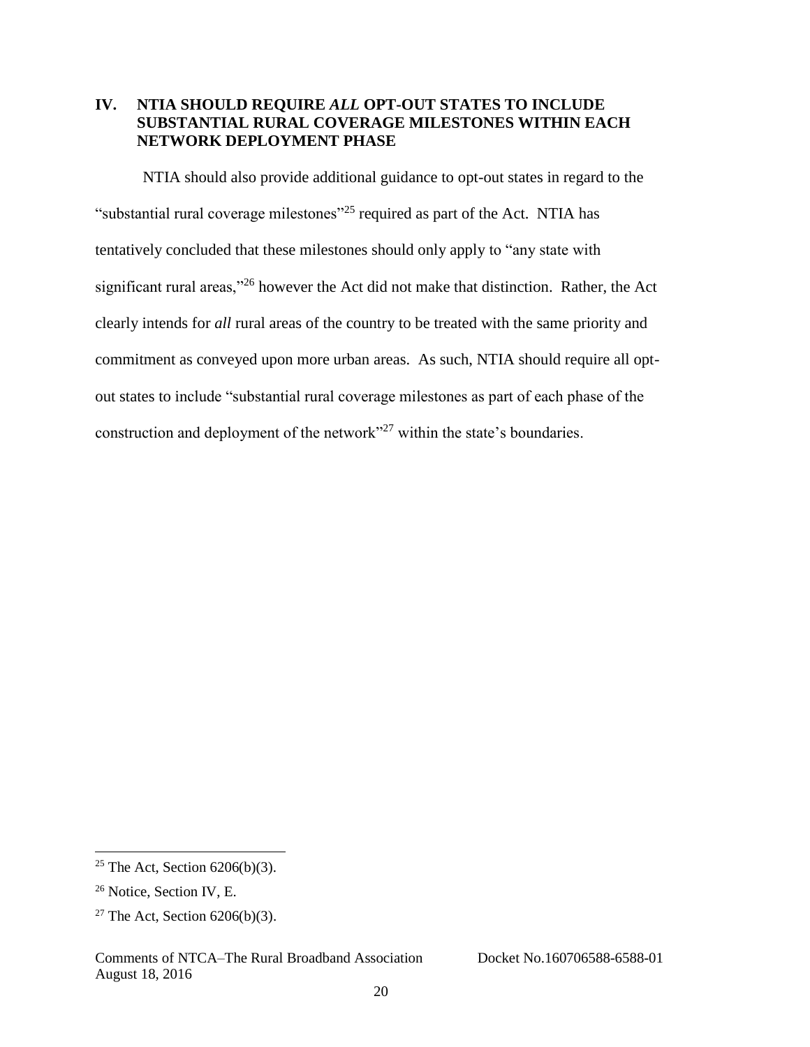## IV. NTIA SHOULD REQUIRE *ALL* OPT-OUT STATES TO INCLUDE SUBSTANTIAL RURAL COVERAGE MILESTONES WITHIN EACH NETWORK DEPLOYMENT PHASE

NTIA should also provide additional guidance to opt-out states in regard to the "substantial rural coverage milestones"[25] required as part of the Act. NTIA has tentatively concluded that these milestones should only apply to "any state with significant rural areas,"[26] however the Act did not make that distinction. Rather, the Act clearly intends for *all* rural areas of the country to be treated with the same priority and commitment as conveyed upon more urban areas. As such, NTIA should require all opt-out states to include "substantial rural coverage milestones as part of each phase of the construction and deployment of the network"[27] within the state's boundaries.

---

[25] The Act, Section 6206(b)(3).

[26] Notice, Section IV, E.

[27] The Act, Section 6206(b)(3).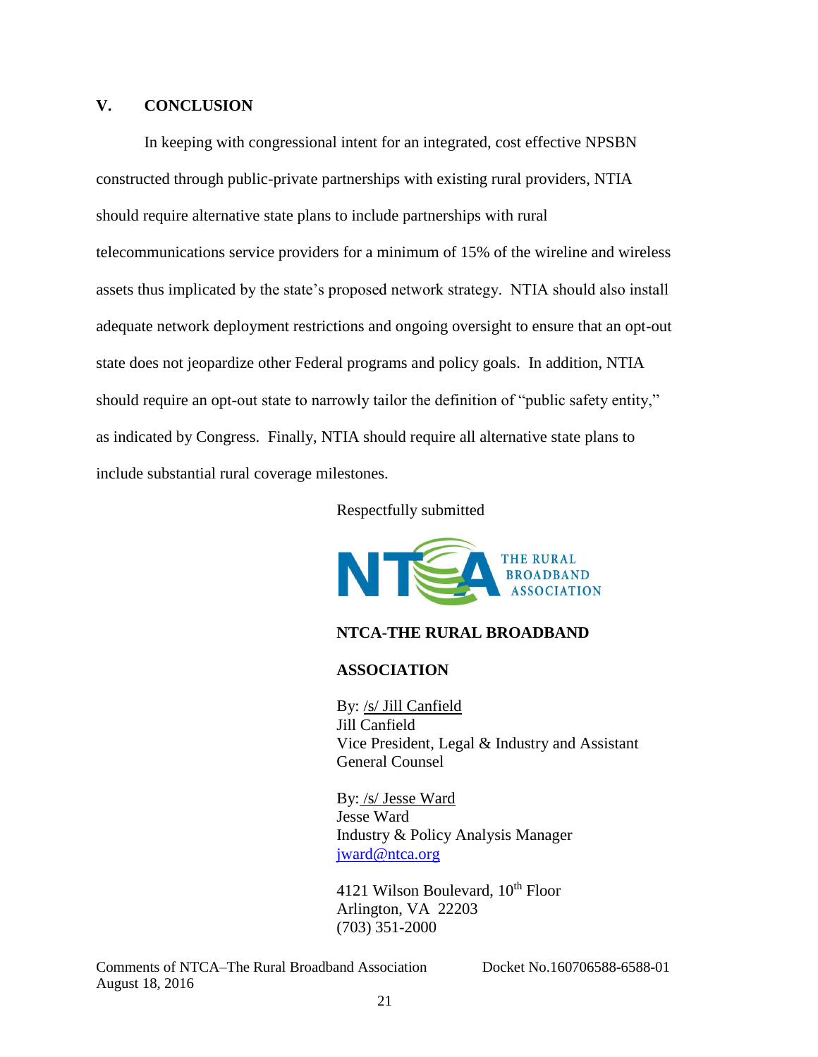## V. CONCLUSION

In keeping with congressional intent for an integrated, cost effective NPSBN constructed through public-private partnerships with existing rural providers, NTIA should require alternative state plans to include partnerships with rural telecommunications service providers for a minimum of 15% of the wireline and wireless assets thus implicated by the state's proposed network strategy. NTIA should also install adequate network deployment restrictions and ongoing oversight to ensure that an opt-out state does not jeopardize other Federal programs and policy goals. In addition, NTIA should require an opt-out state to narrowly tailor the definition of "public safety entity," as indicated by Congress. Finally, NTIA should require all alternative state plans to include substantial rural coverage milestones.

Respectfully submitted

NTCA THE RURAL BROADBAND ASSOCIATION

**NTCA-THE RURAL BROADBAND ASSOCIATION**

By: /s/ Jill Canfield
Jill Canfield
Vice President, Legal & Industry and Assistant General Counsel

By: /s/ Jesse Ward
Jesse Ward
Industry & Policy Analysis Manager
jward@ntca.org

4121 Wilson Boulevard, 10th Floor
Arlington, VA 22203
(703) 351-2000